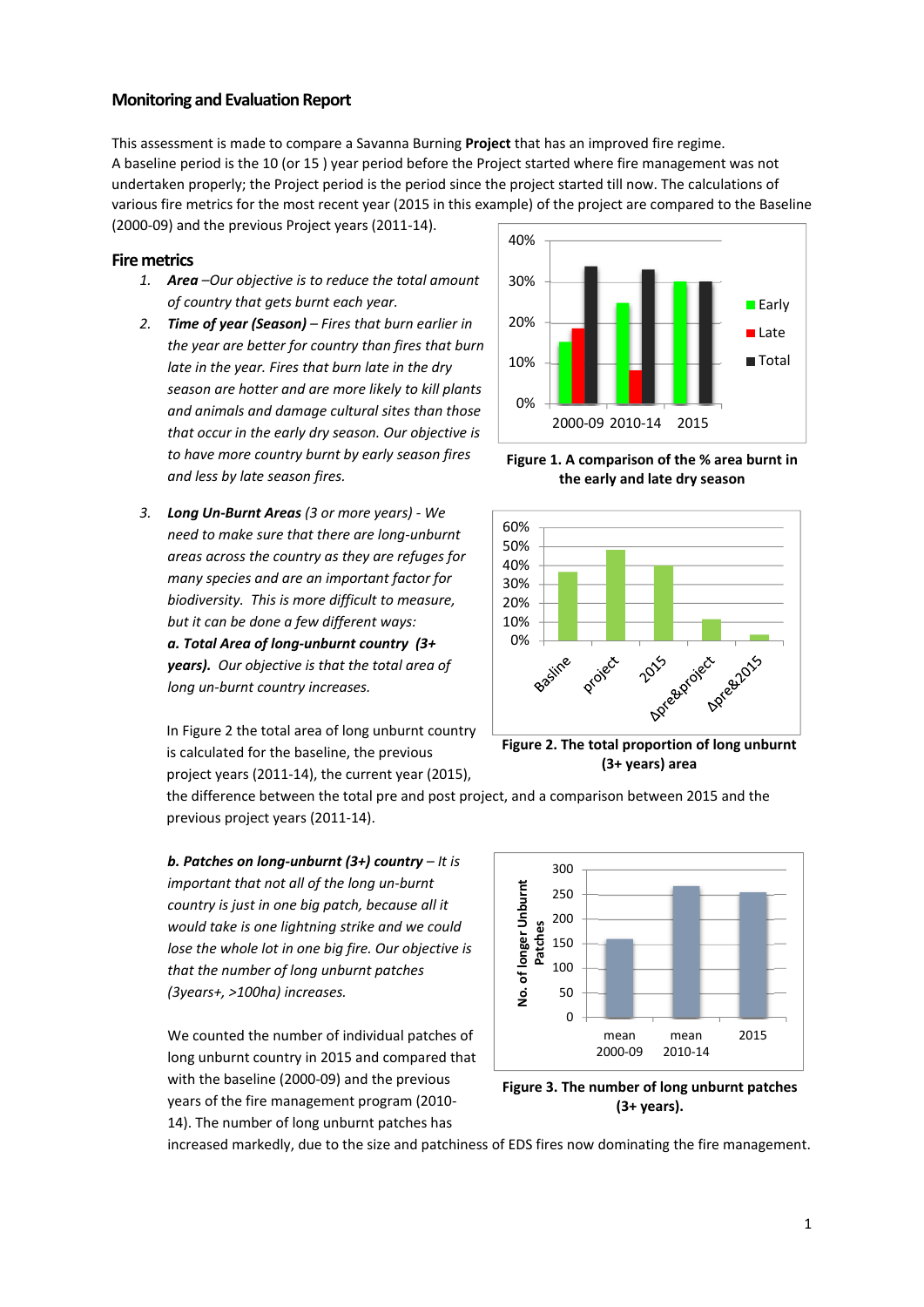## Monitoring and Evaluation Report

This assessment is made to compare a Savanna Burning **Project** that has an improved fire regime. A baseline period is the 10 (or 15 ) year period before the Project started where fire management was not undertaken properly; the Project period is the period since the project started till now. The calculations of various fire metrics for the most recent year (2015 in this example) of the project are compared to the Baseline (2000-09) and the previous Project years (2011-14).

### Fire metrics

1. ***Area*** *–Our objective is to reduce the total amount of country that gets burnt each year.*
2. ***Time of year (Season)*** *– Fires that burn earlier in the year are better for country than fires that burn late in the year. Fires that burn late in the dry season are hotter and are more likely to kill plants and animals and damage cultural sites than those that occur in the early dry season. Our objective is to have more country burnt by early season fires and less by late season fires.*

**Figure 1. A comparison of the % area burnt in the early and late dry season**

3. ***Long Un-Burnt Areas*** *(3 or more years) - We need to make sure that there are long-unburnt areas across the country as they are refuges for many species and are an important factor for biodiversity. This is more difficult to measure, but it can be done a few different ways:*

   ***a. Total Area of long-unburnt country (3+ years).*** *Our objective is that the total area of long un-burnt country increases.*

   In Figure 2 the total area of long unburnt country is calculated for the baseline, the previous project years (2011-14), the current year (2015), the difference between the total pre and post project, and a comparison between 2015 and the previous project years (2011-14).

**Figure 2. The total proportion of long unburnt (3+ years) area**

   ***b. Patches on long-unburnt (3+) country*** *– It is important that not all of the long un-burnt country is just in one big patch, because all it would take is one lightning strike and we could lose the whole lot in one big fire. Our objective is that the number of long unburnt patches (3years+, >100ha) increases.*

   We counted the number of individual patches of long unburnt country in 2015 and compared that with the baseline (2000-09) and the previous years of the fire management program (2010-14). The number of long unburnt patches has increased markedly, due to the size and patchiness of EDS fires now dominating the fire management.

**Figure 3. The number of long unburnt patches (3+ years).**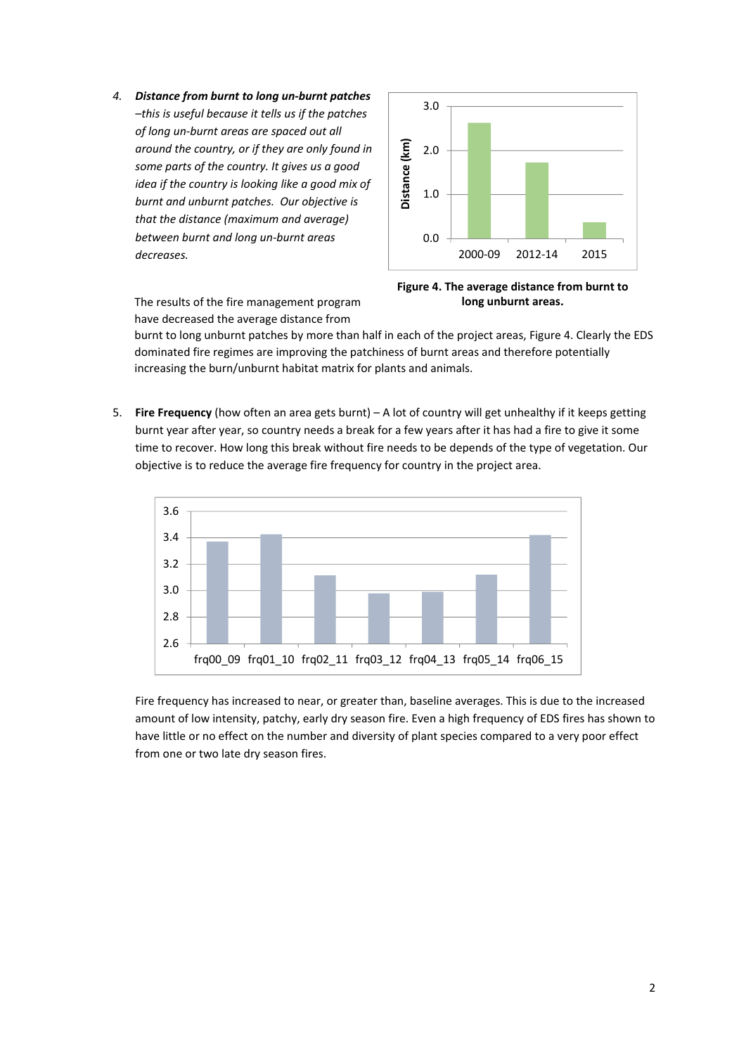4. ***Distance from burnt to long un-burnt patches*** *–this is useful because it tells us if the patches of long un-burnt areas are spaced out all around the country, or if they are only found in some parts of the country. It gives us a good idea if the country is looking like a good mix of burnt and unburnt patches. Our objective is that the distance (maximum and average) between burnt and long un-burnt areas decreases.*

3.0
2.0
1.0
0.0
Distance (km)
2000-09
2012-14
2015

**Figure 4. The average distance from burnt to long unburnt areas.**

The results of the fire management program have decreased the average distance from burnt to long unburnt patches by more than half in each of the project areas, Figure 4. Clearly the EDS dominated fire regimes are improving the patchiness of burnt areas and therefore potentially increasing the burn/unburnt habitat matrix for plants and animals.

5. **Fire Frequency** (how often an area gets burnt) – A lot of country will get unhealthy if it keeps getting burnt year after year, so country needs a break for a few years after it has had a fire to give it some time to recover. How long this break without fire needs to be depends of the type of vegetation. Our objective is to reduce the average fire frequency for country in the project area.

3.6
3.4
3.2
3.0
2.8
2.6
frq00_09
frq01_10
frq02_11
frq03_12
frq04_13
frq05_14
frq06_15

Fire frequency has increased to near, or greater than, baseline averages. This is due to the increased amount of low intensity, patchy, early dry season fire. Even a high frequency of EDS fires has shown to have little or no effect on the number and diversity of plant species compared to a very poor effect from one or two late dry season fires.